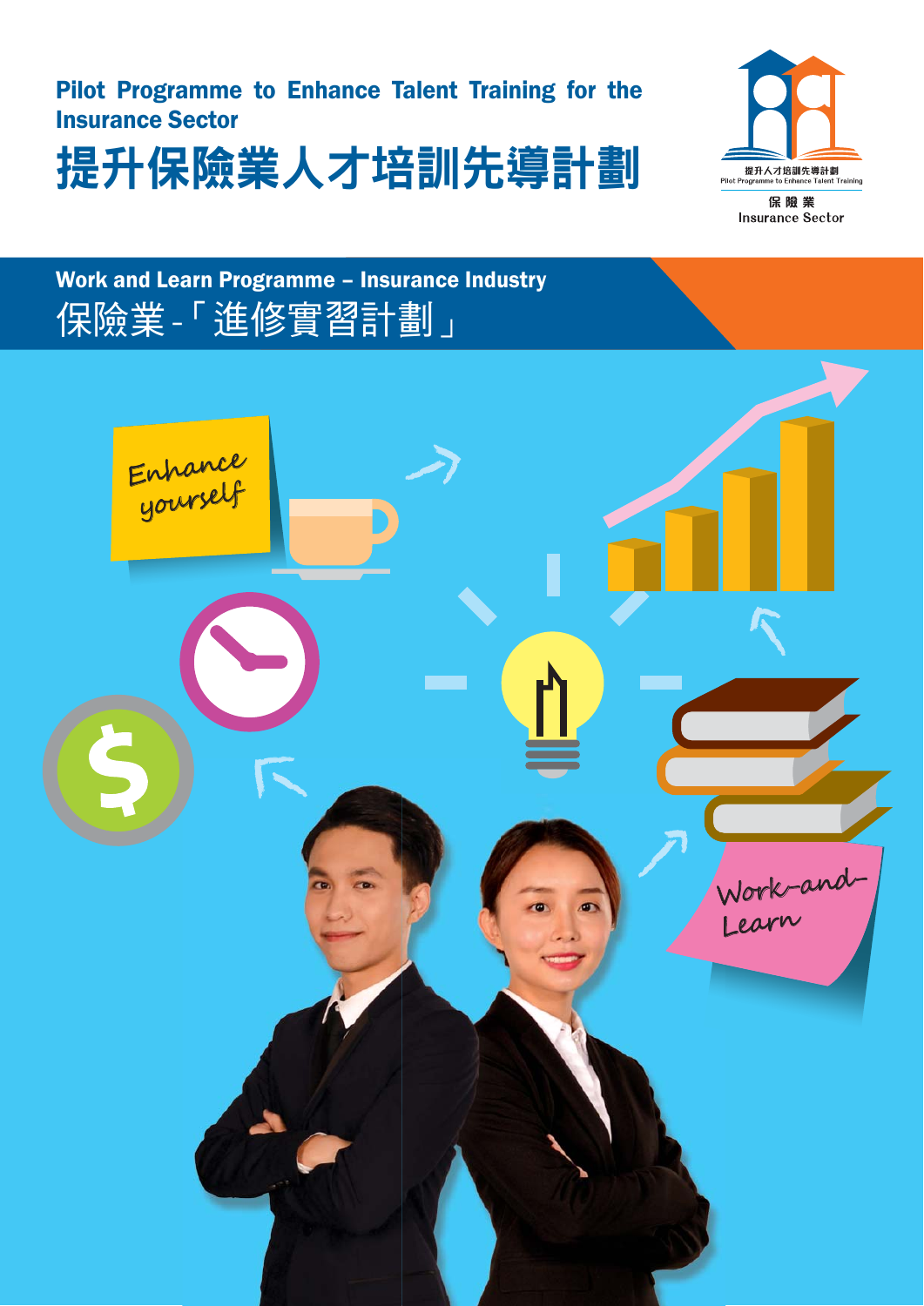# Pilot Programme to Enhance Talent Training for the Insurance Sector

# 提升保險業人才培訓先導計劃

## Work and Learn Programme – Insurance Industry

## 保險業 -「進修實習計劃」

Enhance yourself

Work-and-Learn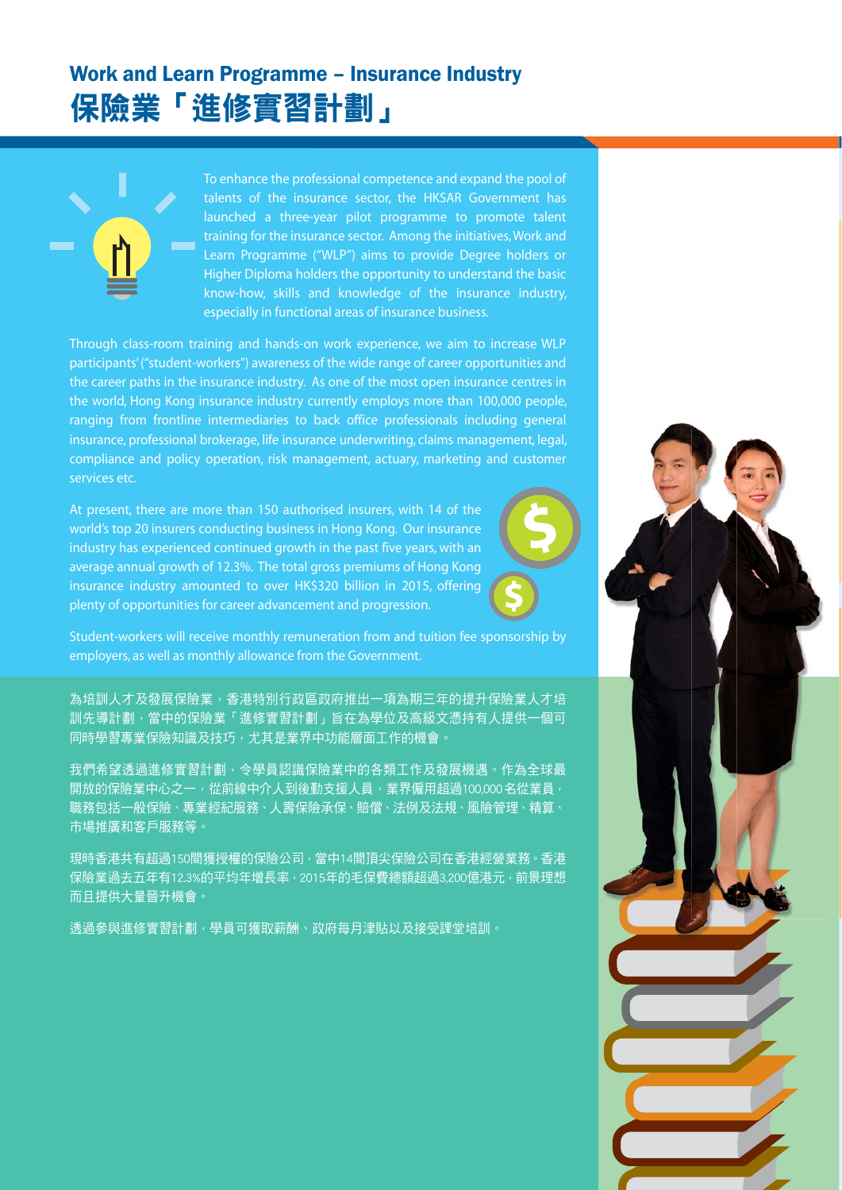# Work and Learn Programme – Insurance Industry
# 保險業「進修實習計劃」

To enhance the professional competence and expand the pool of talents of the insurance sector, the HKSAR Government has launched a three-year pilot programme to promote talent training for the insurance sector. Among the initiatives, Work and Learn Programme ("WLP") aims to provide Degree holders or Higher Diploma holders the opportunity to understand the basic know-how, skills and knowledge of the insurance industry, especially in functional areas of insurance business.

Through class-room training and hands-on work experience, we aim to increase WLP participants' ("student-workers") awareness of the wide range of career opportunities and the career paths in the insurance industry. As one of the most open insurance centres in the world, Hong Kong insurance industry currently employs more than 100,000 people, ranging from frontline intermediaries to back office professionals including general insurance, professional brokerage, life insurance underwriting, claims management, legal, compliance and policy operation, risk management, actuary, marketing and customer services etc.

At present, there are more than 150 authorised insurers, with 14 of the world's top 20 insurers conducting business in Hong Kong. Our insurance industry has experienced continued growth in the past five years, with an average annual growth of 12.3%. The total gross premiums of Hong Kong insurance industry amounted to over HK$320 billion in 2015, offering plenty of opportunities for career advancement and progression.

Student-workers will receive monthly remuneration from and tuition fee sponsorship by employers, as well as monthly allowance from the Government.

為培訓人才及發展保險業，香港特別行政區政府推出一項為期三年的提升保險業人才培訓先導計劃，當中的保險業「進修實習計劃」旨在為學位及高級文憑持有人提供一個可同時學習專業保險知識及技巧，尤其是業界中功能層面工作的機會。

我們希望透過進修實習計劃，令學員認識保險業中的各類工作及發展機遇。作為全球最開放的保險業中心之一，從前線中介人到後勤支援人員，業界僱用超過100,000名從業員，職務包括一般保險、專業經紀服務、人壽保險承保、賠償、法例及法規、風險管理、精算、市場推廣和客戶服務等。

現時香港共有超過150間獲授權的保險公司，當中14間頂尖保險公司在香港經營業務。香港保險業過去五年有12.3%的平均年增長率，2015年的毛保費總額超過3,200億港元，前景理想而且提供大量晉升機會。

透過參與進修實習計劃，學員可獲取薪酬、政府每月津貼以及接受課堂培訓。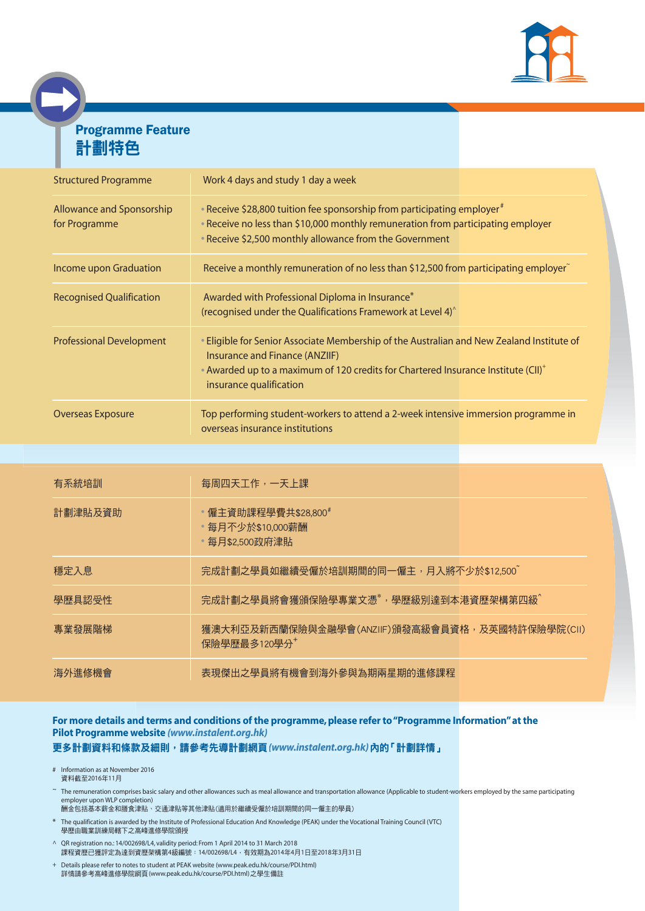## Programme Feature
## 計劃特色

| | |
|---|---|
| Structured Programme | Work 4 days and study 1 day a week |
| Allowance and Sponsorship for Programme | • Receive $28,800 tuition fee sponsorship from participating employer#<br>• Receive no less than $10,000 monthly remuneration from participating employer<br>• Receive $2,500 monthly allowance from the Government |
| Income upon Graduation | Receive a monthly remuneration of no less than $12,500 from participating employer~ |
| Recognised Qualification | Awarded with Professional Diploma in Insurance*<br>(recognised under the Qualifications Framework at Level 4)^ |
| Professional Development | • Eligible for Senior Associate Membership of the Australian and New Zealand Institute of Insurance and Finance (ANZIIF)<br>• Awarded up to a maximum of 120 credits for Chartered Insurance Institute (CII)+ insurance qualification |
| Overseas Exposure | Top performing student-workers to attend a 2-week intensive immersion programme in overseas insurance institutions |

| | |
|---|---|
| 有系統培訓 | 每周四天工作，一天上課 |
| 計劃津貼及資助 | • 僱主資助課程學費共$28,800#<br>• 每月不少於$10,000薪酬<br>• 每月$2,500政府津貼 |
| 穩定入息 | 完成計劃之學員如繼續受僱於培訓期間的同一僱主，月入將不少於$12,500~ |
| 學歷具認受性 | 完成計劃之學員將會獲頒保險學專業文憑*，學歷級別達到本港資歷架構第四級^ |
| 專業發展階梯 | 獲澳大利亞及新西蘭保險與金融學會(ANZIIF)頒發高級會員資格，及英國特許保險學院(CII)保險學歷最多120學分+ |
| 海外進修機會 | 表現傑出之學員將有機會到海外參與為期兩星期的進修課程 |

**For more details and terms and conditions of the programme, please refer to "Programme Information" at the Pilot Programme website *(www.instalent.org.hk)***

**更多計劃資料和條款及細則，請參考先導計劃網頁 *(www.instalent.org.hk)* 內的「計劃詳情」**

\# Information as at November 2016
資料截至2016年11月

~ The remuneration comprises basic salary and other allowances such as meal allowance and transportation allowance (Applicable to student-workers employed by the same participating employer upon WLP completion)
酬金包括基本薪金和膳食津貼、交通津貼等其他津貼(適用於繼續受僱於培訓期間的同一僱主的學員)

\* The qualification is awarded by the Institute of Professional Education And Knowledge (PEAK) under the Vocational Training Council (VTC)
學歷由職業訓練局轄下之高峰進修學院頒授

^ QR registration no.: 14/002698/L4, validity period: From 1 April 2014 to 31 March 2018
課程資歷已獲評定為達到資歷架構第4級編號：14/002698/L4，有效期為2014年4月1日至2018年3月31日

\+ Details please refer to notes to student at PEAK website (www.peak.edu.hk/course/PDI.html)
詳情請參考高峰進修學院網頁(www.peak.edu.hk/course/PDI.html)之學生備註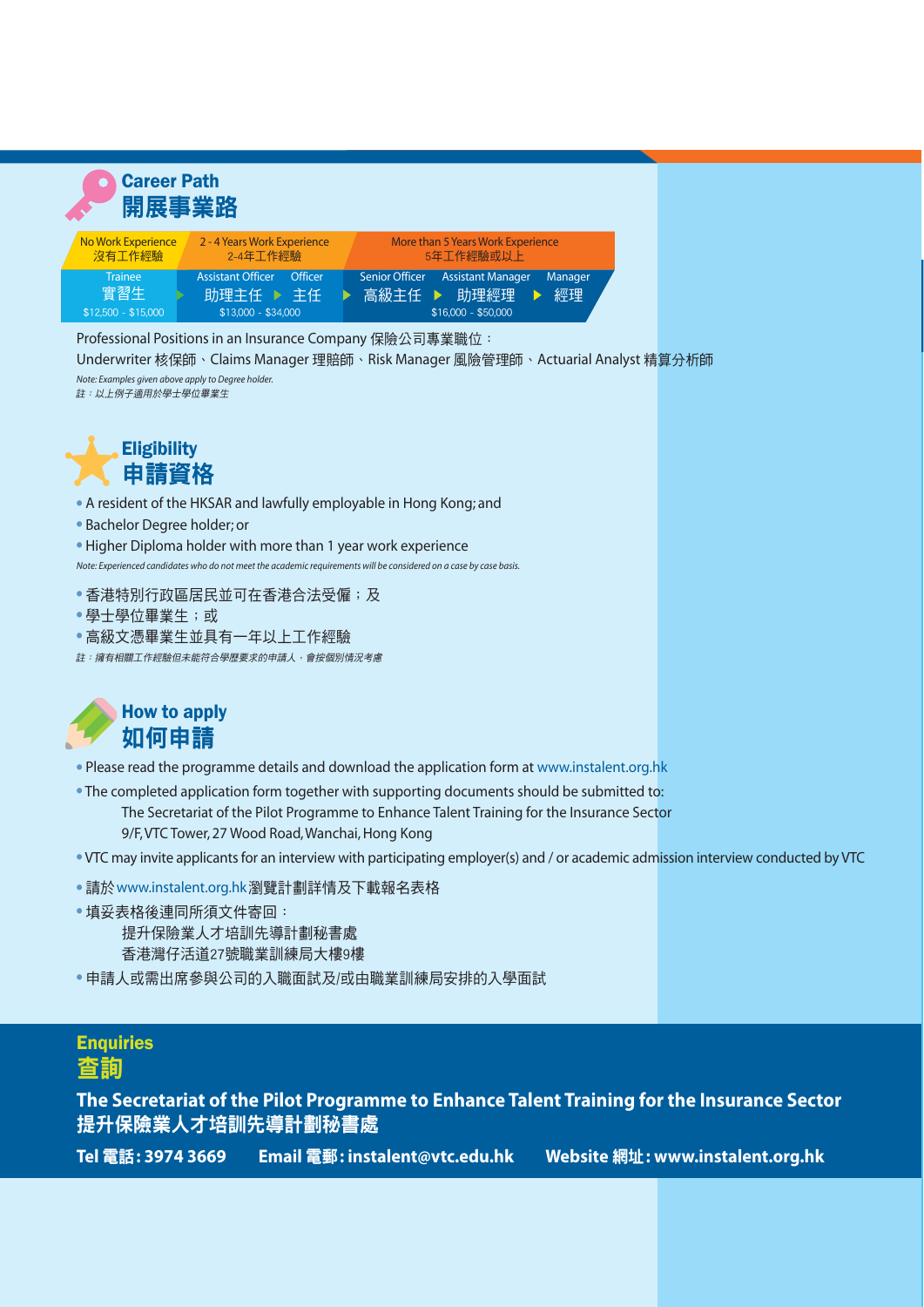## Career Path
## 開展事業路

| No Work Experience 沒有工作經驗 | 2 - 4 Years Work Experience 2-4年工作經驗 | | More than 5 Years Work Experience 5年工作經驗或以上 | | |
|---|---|---|---|---|---|
| Trainee 實習生 | Assistant Officer 助理主任 | Officer 主任 | Senior Officer 高級主任 | Assistant Manager 助理經理 | Manager 經理 |
| $12,500 - $15,000 | $13,000 - $34,000 | | $16,000 - $50,000 | | |

Professional Positions in an Insurance Company 保險公司專業職位：

Underwriter 核保師、Claims Manager 理賠師、Risk Manager 風險管理師、Actuarial Analyst 精算分析師

*Note: Examples given above apply to Degree holder.*
*註：以上例子適用於學士學位畢業生*

## Eligibility
## 申請資格

- A resident of the HKSAR and lawfully employable in Hong Kong; and
- Bachelor Degree holder; or
- Higher Diploma holder with more than 1 year work experience

*Note: Experienced candidates who do not meet the academic requirements will be considered on a case by case basis.*

- 香港特別行政區居民並可在香港合法受僱；及
- 學士學位畢業生；或
- 高級文憑畢業生並具有一年以上工作經驗

*註：擁有相關工作經驗但未能符合學歷要求的申請人，會按個別情況考慮*

## How to apply
## 如何申請

- Please read the programme details and download the application form at www.instalent.org.hk
- The completed application form together with supporting documents should be submitted to:
  The Secretariat of the Pilot Programme to Enhance Talent Training for the Insurance Sector
  9/F, VTC Tower, 27 Wood Road, Wanchai, Hong Kong
- VTC may invite applicants for an interview with participating employer(s) and / or academic admission interview conducted by VTC

- 請於www.instalent.org.hk瀏覽計劃詳情及下載報名表格
- 填妥表格後連同所須文件寄回：
  提升保險業人才培訓先導計劃秘書處
  香港灣仔活道27號職業訓練局大樓9樓
- 申請人或需出席參與公司的入職面試及/或由職業訓練局安排的入學面試

## Enquiries
## 查詢

**The Secretariat of the Pilot Programme to Enhance Talent Training for the Insurance Sector**
**提升保險業人才培訓先導計劃秘書處**

**Tel 電話: 3974 3669　　Email 電郵: instalent@vtc.edu.hk　　Website 網址: www.instalent.org.hk**